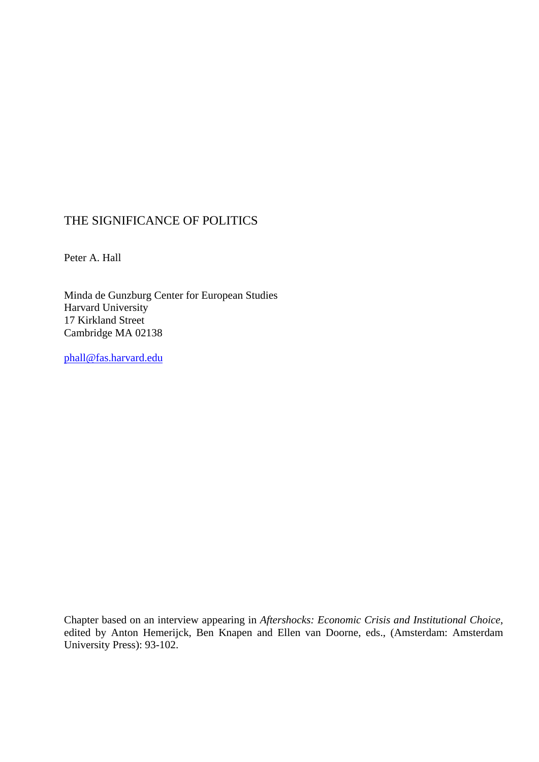# THE SIGNIFICANCE OF POLITICS

Peter A. Hall

Minda de Gunzburg Center for European Studies
Harvard University
17 Kirkland Street
Cambridge MA 02138

phall@fas.harvard.edu

Chapter based on an interview appearing in *Aftershocks: Economic Crisis and Institutional Choice*, edited by Anton Hemerijck, Ben Knapen and Ellen van Doorne, eds., (Amsterdam: Amsterdam University Press): 93-102.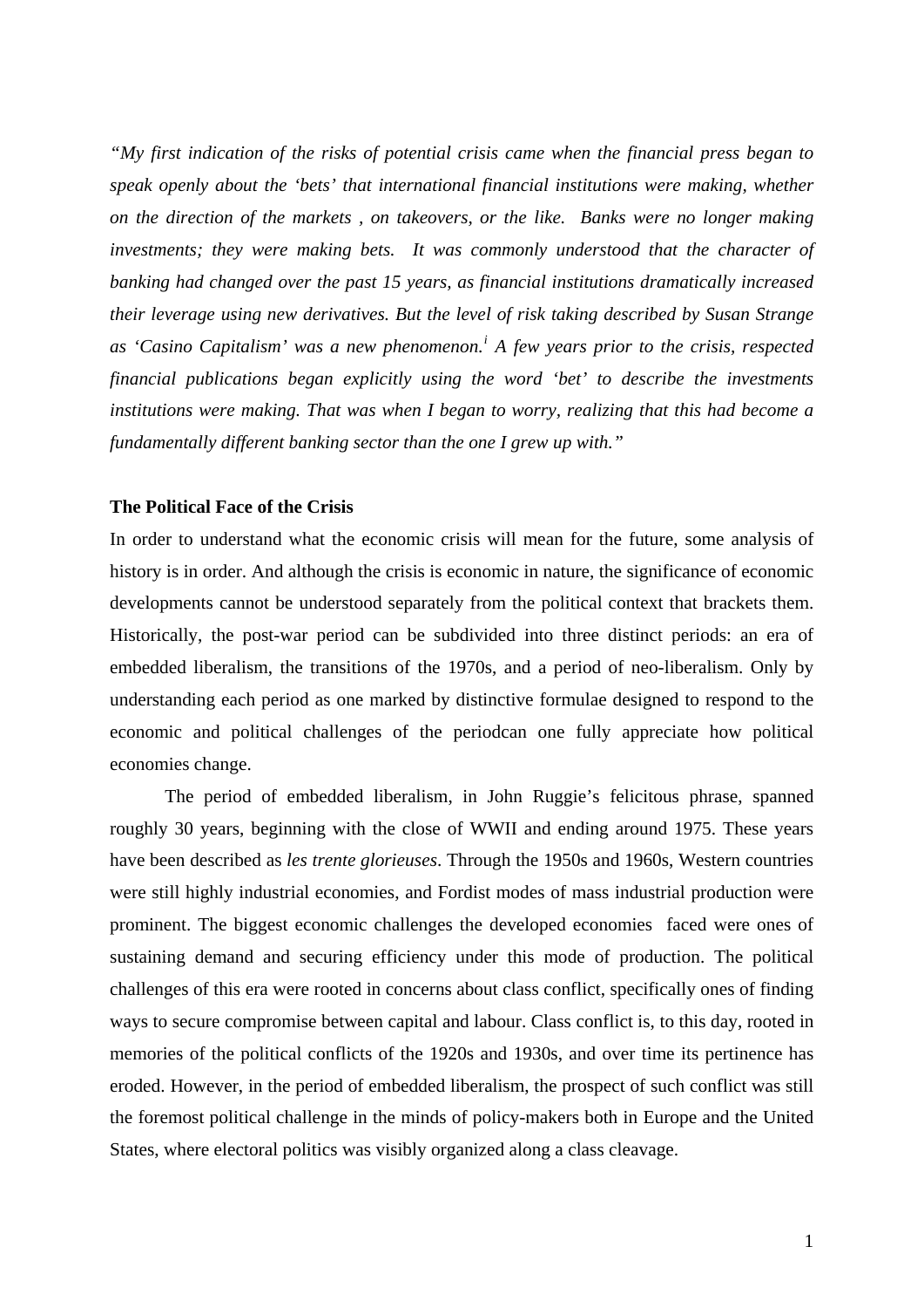*"My first indication of the risks of potential crisis came when the financial press began to speak openly about the 'bets' that international financial institutions were making, whether on the direction of the markets , on takeovers, or the like. Banks were no longer making investments; they were making bets. It was commonly understood that the character of banking had changed over the past 15 years, as financial institutions dramatically increased their leverage using new derivatives. But the level of risk taking described by Susan Strange as 'Casino Capitalism' was a new phenomenon.[i] A few years prior to the crisis, respected financial publications began explicitly using the word 'bet' to describe the investments institutions were making. That was when I began to worry, realizing that this had become a fundamentally different banking sector than the one I grew up with."*

**The Political Face of the Crisis**

In order to understand what the economic crisis will mean for the future, some analysis of history is in order. And although the crisis is economic in nature, the significance of economic developments cannot be understood separately from the political context that brackets them. Historically, the post-war period can be subdivided into three distinct periods: an era of embedded liberalism, the transitions of the 1970s, and a period of neo-liberalism. Only by understanding each period as one marked by distinctive formulae designed to respond to the economic and political challenges of the periodcan one fully appreciate how political economies change.

The period of embedded liberalism, in John Ruggie's felicitous phrase, spanned roughly 30 years, beginning with the close of WWII and ending around 1975. These years have been described as *les trente glorieuses*. Through the 1950s and 1960s, Western countries were still highly industrial economies, and Fordist modes of mass industrial production were prominent. The biggest economic challenges the developed economies faced were ones of sustaining demand and securing efficiency under this mode of production. The political challenges of this era were rooted in concerns about class conflict, specifically ones of finding ways to secure compromise between capital and labour. Class conflict is, to this day, rooted in memories of the political conflicts of the 1920s and 1930s, and over time its pertinence has eroded. However, in the period of embedded liberalism, the prospect of such conflict was still the foremost political challenge in the minds of policy-makers both in Europe and the United States, where electoral politics was visibly organized along a class cleavage.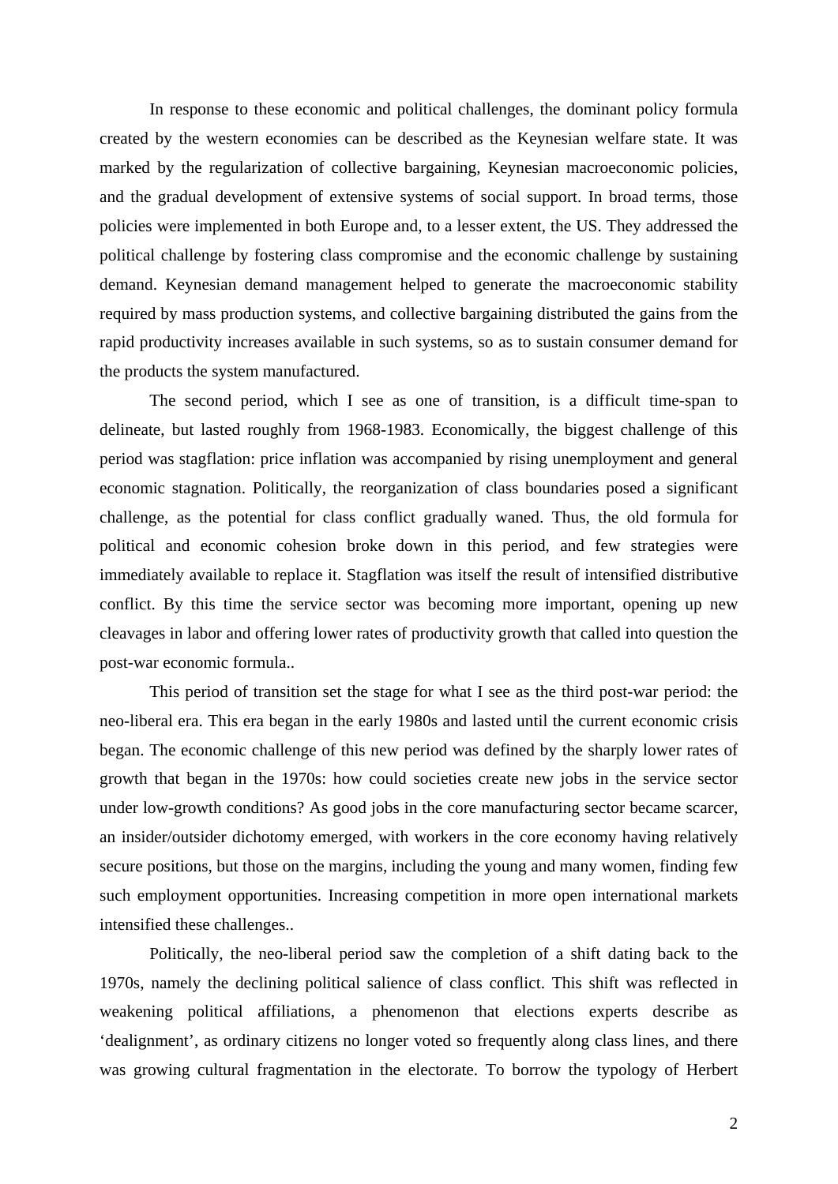In response to these economic and political challenges, the dominant policy formula created by the western economies can be described as the Keynesian welfare state. It was marked by the regularization of collective bargaining, Keynesian macroeconomic policies, and the gradual development of extensive systems of social support. In broad terms, those policies were implemented in both Europe and, to a lesser extent, the US. They addressed the political challenge by fostering class compromise and the economic challenge by sustaining demand. Keynesian demand management helped to generate the macroeconomic stability required by mass production systems, and collective bargaining distributed the gains from the rapid productivity increases available in such systems, so as to sustain consumer demand for the products the system manufactured.

The second period, which I see as one of transition, is a difficult time-span to delineate, but lasted roughly from 1968-1983. Economically, the biggest challenge of this period was stagflation: price inflation was accompanied by rising unemployment and general economic stagnation. Politically, the reorganization of class boundaries posed a significant challenge, as the potential for class conflict gradually waned. Thus, the old formula for political and economic cohesion broke down in this period, and few strategies were immediately available to replace it. Stagflation was itself the result of intensified distributive conflict. By this time the service sector was becoming more important, opening up new cleavages in labor and offering lower rates of productivity growth that called into question the post-war economic formula..

This period of transition set the stage for what I see as the third post-war period: the neo-liberal era. This era began in the early 1980s and lasted until the current economic crisis began. The economic challenge of this new period was defined by the sharply lower rates of growth that began in the 1970s: how could societies create new jobs in the service sector under low-growth conditions? As good jobs in the core manufacturing sector became scarcer, an insider/outsider dichotomy emerged, with workers in the core economy having relatively secure positions, but those on the margins, including the young and many women, finding few such employment opportunities. Increasing competition in more open international markets intensified these challenges..

Politically, the neo-liberal period saw the completion of a shift dating back to the 1970s, namely the declining political salience of class conflict. This shift was reflected in weakening political affiliations, a phenomenon that elections experts describe as 'dealignment', as ordinary citizens no longer voted so frequently along class lines, and there was growing cultural fragmentation in the electorate. To borrow the typology of Herbert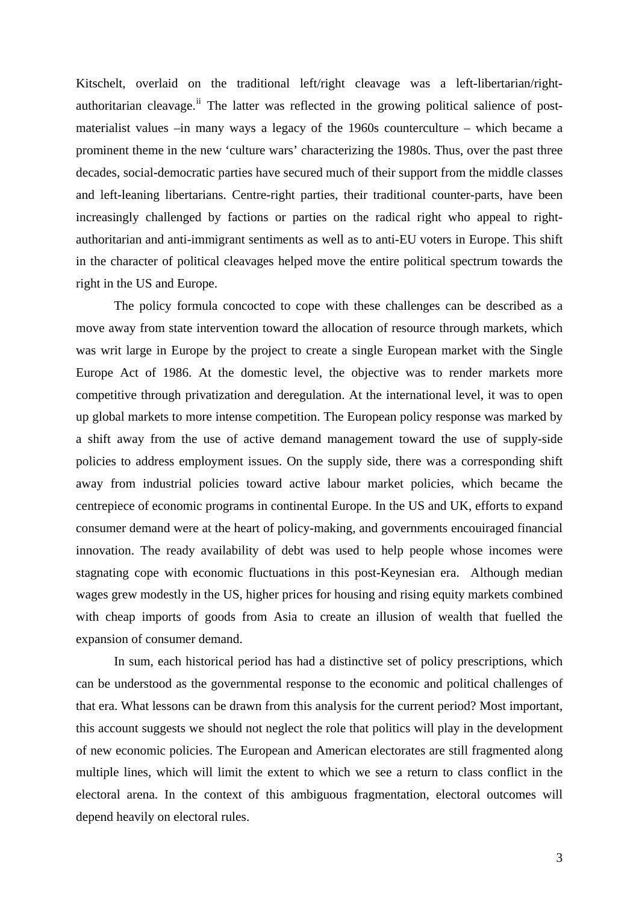Kitschelt, overlaid on the traditional left/right cleavage was a left-libertarian/right-authoritarian cleavage.[ii] The latter was reflected in the growing political salience of post-materialist values –in many ways a legacy of the 1960s counterculture – which became a prominent theme in the new 'culture wars' characterizing the 1980s. Thus, over the past three decades, social-democratic parties have secured much of their support from the middle classes and left-leaning libertarians. Centre-right parties, their traditional counter-parts, have been increasingly challenged by factions or parties on the radical right who appeal to right-authoritarian and anti-immigrant sentiments as well as to anti-EU voters in Europe. This shift in the character of political cleavages helped move the entire political spectrum towards the right in the US and Europe.

The policy formula concocted to cope with these challenges can be described as a move away from state intervention toward the allocation of resource through markets, which was writ large in Europe by the project to create a single European market with the Single Europe Act of 1986. At the domestic level, the objective was to render markets more competitive through privatization and deregulation. At the international level, it was to open up global markets to more intense competition. The European policy response was marked by a shift away from the use of active demand management toward the use of supply-side policies to address employment issues. On the supply side, there was a corresponding shift away from industrial policies toward active labour market policies, which became the centrepiece of economic programs in continental Europe. In the US and UK, efforts to expand consumer demand were at the heart of policy-making, and governments encouiraged financial innovation. The ready availability of debt was used to help people whose incomes were stagnating cope with economic fluctuations in this post-Keynesian era. Although median wages grew modestly in the US, higher prices for housing and rising equity markets combined with cheap imports of goods from Asia to create an illusion of wealth that fuelled the expansion of consumer demand.

In sum, each historical period has had a distinctive set of policy prescriptions, which can be understood as the governmental response to the economic and political challenges of that era. What lessons can be drawn from this analysis for the current period? Most important, this account suggests we should not neglect the role that politics will play in the development of new economic policies. The European and American electorates are still fragmented along multiple lines, which will limit the extent to which we see a return to class conflict in the electoral arena. In the context of this ambiguous fragmentation, electoral outcomes will depend heavily on electoral rules.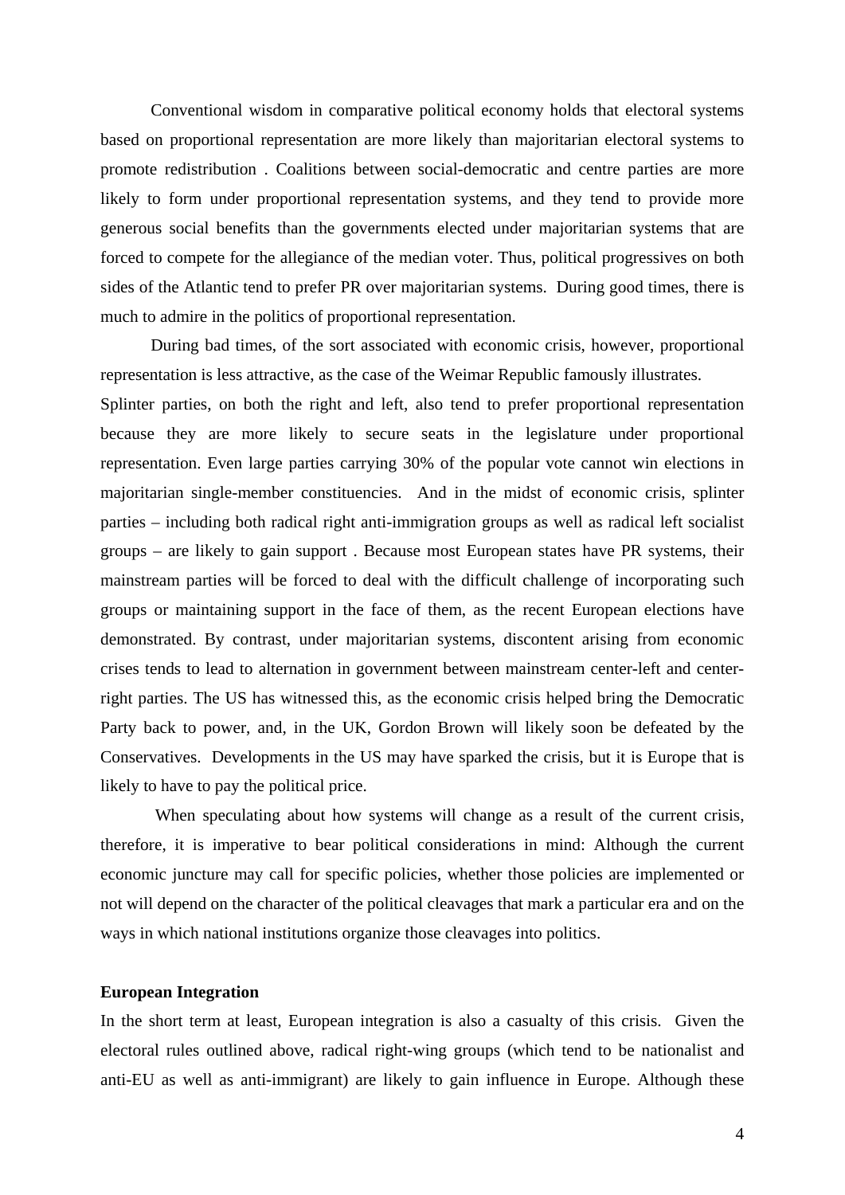Conventional wisdom in comparative political economy holds that electoral systems based on proportional representation are more likely than majoritarian electoral systems to promote redistribution . Coalitions between social-democratic and centre parties are more likely to form under proportional representation systems, and they tend to provide more generous social benefits than the governments elected under majoritarian systems that are forced to compete for the allegiance of the median voter. Thus, political progressives on both sides of the Atlantic tend to prefer PR over majoritarian systems. During good times, there is much to admire in the politics of proportional representation.

During bad times, of the sort associated with economic crisis, however, proportional representation is less attractive, as the case of the Weimar Republic famously illustrates. Splinter parties, on both the right and left, also tend to prefer proportional representation because they are more likely to secure seats in the legislature under proportional representation. Even large parties carrying 30% of the popular vote cannot win elections in majoritarian single-member constituencies. And in the midst of economic crisis, splinter parties – including both radical right anti-immigration groups as well as radical left socialist groups – are likely to gain support . Because most European states have PR systems, their mainstream parties will be forced to deal with the difficult challenge of incorporating such groups or maintaining support in the face of them, as the recent European elections have demonstrated. By contrast, under majoritarian systems, discontent arising from economic crises tends to lead to alternation in government between mainstream center-left and center-right parties. The US has witnessed this, as the economic crisis helped bring the Democratic Party back to power, and, in the UK, Gordon Brown will likely soon be defeated by the Conservatives. Developments in the US may have sparked the crisis, but it is Europe that is likely to have to pay the political price.

When speculating about how systems will change as a result of the current crisis, therefore, it is imperative to bear political considerations in mind: Although the current economic juncture may call for specific policies, whether those policies are implemented or not will depend on the character of the political cleavages that mark a particular era and on the ways in which national institutions organize those cleavages into politics.

**European Integration**

In the short term at least, European integration is also a casualty of this crisis. Given the electoral rules outlined above, radical right-wing groups (which tend to be nationalist and anti-EU as well as anti-immigrant) are likely to gain influence in Europe. Although these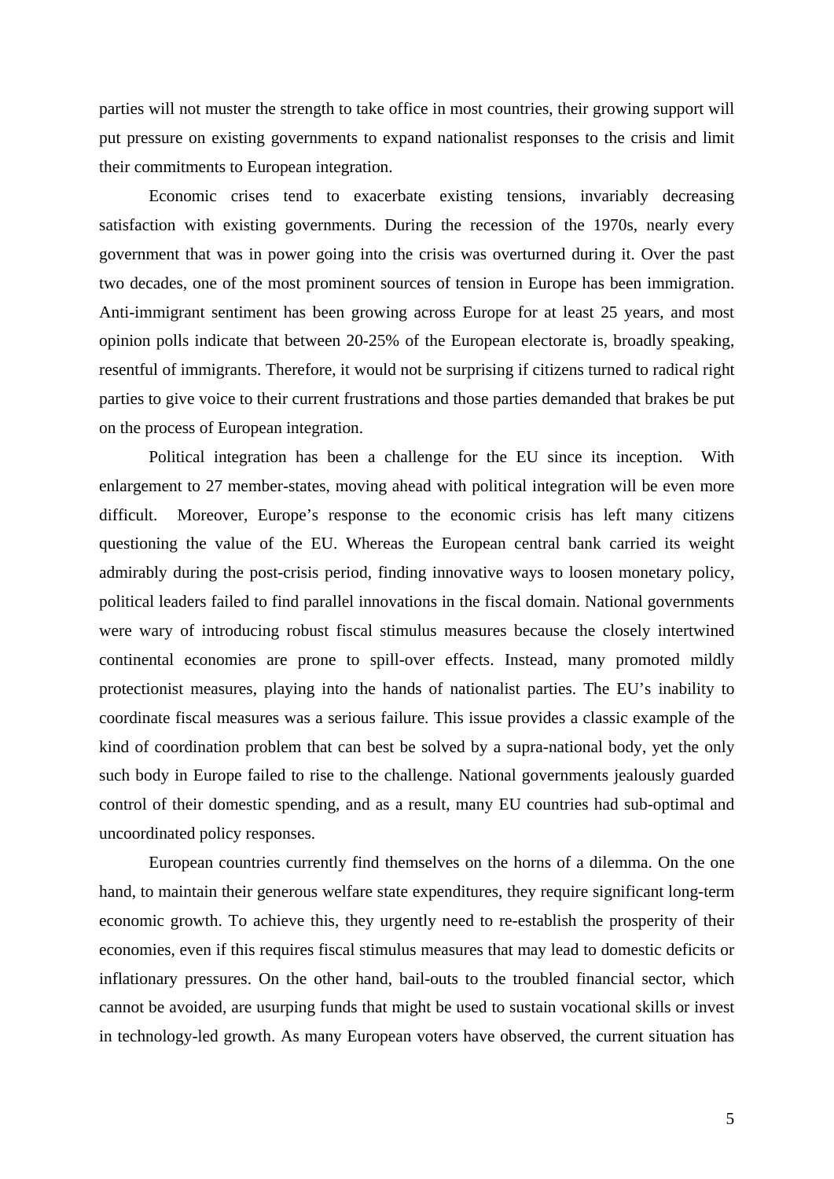parties will not muster the strength to take office in most countries, their growing support will put pressure on existing governments to expand nationalist responses to the crisis and limit their commitments to European integration.

Economic crises tend to exacerbate existing tensions, invariably decreasing satisfaction with existing governments. During the recession of the 1970s, nearly every government that was in power going into the crisis was overturned during it. Over the past two decades, one of the most prominent sources of tension in Europe has been immigration. Anti-immigrant sentiment has been growing across Europe for at least 25 years, and most opinion polls indicate that between 20-25% of the European electorate is, broadly speaking, resentful of immigrants. Therefore, it would not be surprising if citizens turned to radical right parties to give voice to their current frustrations and those parties demanded that brakes be put on the process of European integration.

Political integration has been a challenge for the EU since its inception. With enlargement to 27 member-states, moving ahead with political integration will be even more difficult. Moreover, Europe's response to the economic crisis has left many citizens questioning the value of the EU. Whereas the European central bank carried its weight admirably during the post-crisis period, finding innovative ways to loosen monetary policy, political leaders failed to find parallel innovations in the fiscal domain. National governments were wary of introducing robust fiscal stimulus measures because the closely intertwined continental economies are prone to spill-over effects. Instead, many promoted mildly protectionist measures, playing into the hands of nationalist parties. The EU's inability to coordinate fiscal measures was a serious failure. This issue provides a classic example of the kind of coordination problem that can best be solved by a supra-national body, yet the only such body in Europe failed to rise to the challenge. National governments jealously guarded control of their domestic spending, and as a result, many EU countries had sub-optimal and uncoordinated policy responses.

European countries currently find themselves on the horns of a dilemma. On the one hand, to maintain their generous welfare state expenditures, they require significant long-term economic growth. To achieve this, they urgently need to re-establish the prosperity of their economies, even if this requires fiscal stimulus measures that may lead to domestic deficits or inflationary pressures. On the other hand, bail-outs to the troubled financial sector, which cannot be avoided, are usurping funds that might be used to sustain vocational skills or invest in technology-led growth. As many European voters have observed, the current situation has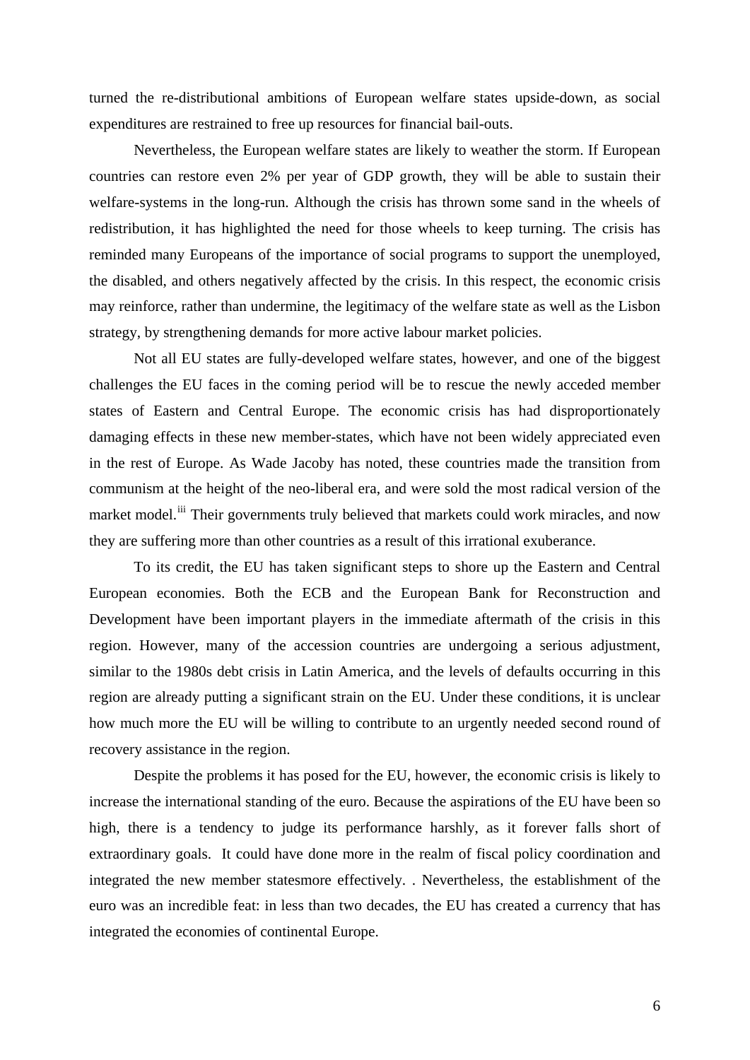turned the re-distributional ambitions of European welfare states upside-down, as social expenditures are restrained to free up resources for financial bail-outs.

Nevertheless, the European welfare states are likely to weather the storm. If European countries can restore even 2% per year of GDP growth, they will be able to sustain their welfare-systems in the long-run. Although the crisis has thrown some sand in the wheels of redistribution, it has highlighted the need for those wheels to keep turning. The crisis has reminded many Europeans of the importance of social programs to support the unemployed, the disabled, and others negatively affected by the crisis. In this respect, the economic crisis may reinforce, rather than undermine, the legitimacy of the welfare state as well as the Lisbon strategy, by strengthening demands for more active labour market policies.

Not all EU states are fully-developed welfare states, however, and one of the biggest challenges the EU faces in the coming period will be to rescue the newly acceded member states of Eastern and Central Europe. The economic crisis has had disproportionately damaging effects in these new member-states, which have not been widely appreciated even in the rest of Europe. As Wade Jacoby has noted, these countries made the transition from communism at the height of the neo-liberal era, and were sold the most radical version of the market model.[iii] Their governments truly believed that markets could work miracles, and now they are suffering more than other countries as a result of this irrational exuberance.

To its credit, the EU has taken significant steps to shore up the Eastern and Central European economies. Both the ECB and the European Bank for Reconstruction and Development have been important players in the immediate aftermath of the crisis in this region. However, many of the accession countries are undergoing a serious adjustment, similar to the 1980s debt crisis in Latin America, and the levels of defaults occurring in this region are already putting a significant strain on the EU. Under these conditions, it is unclear how much more the EU will be willing to contribute to an urgently needed second round of recovery assistance in the region.

Despite the problems it has posed for the EU, however, the economic crisis is likely to increase the international standing of the euro. Because the aspirations of the EU have been so high, there is a tendency to judge its performance harshly, as it forever falls short of extraordinary goals. It could have done more in the realm of fiscal policy coordination and integrated the new member statesmore effectively. . Nevertheless, the establishment of the euro was an incredible feat: in less than two decades, the EU has created a currency that has integrated the economies of continental Europe.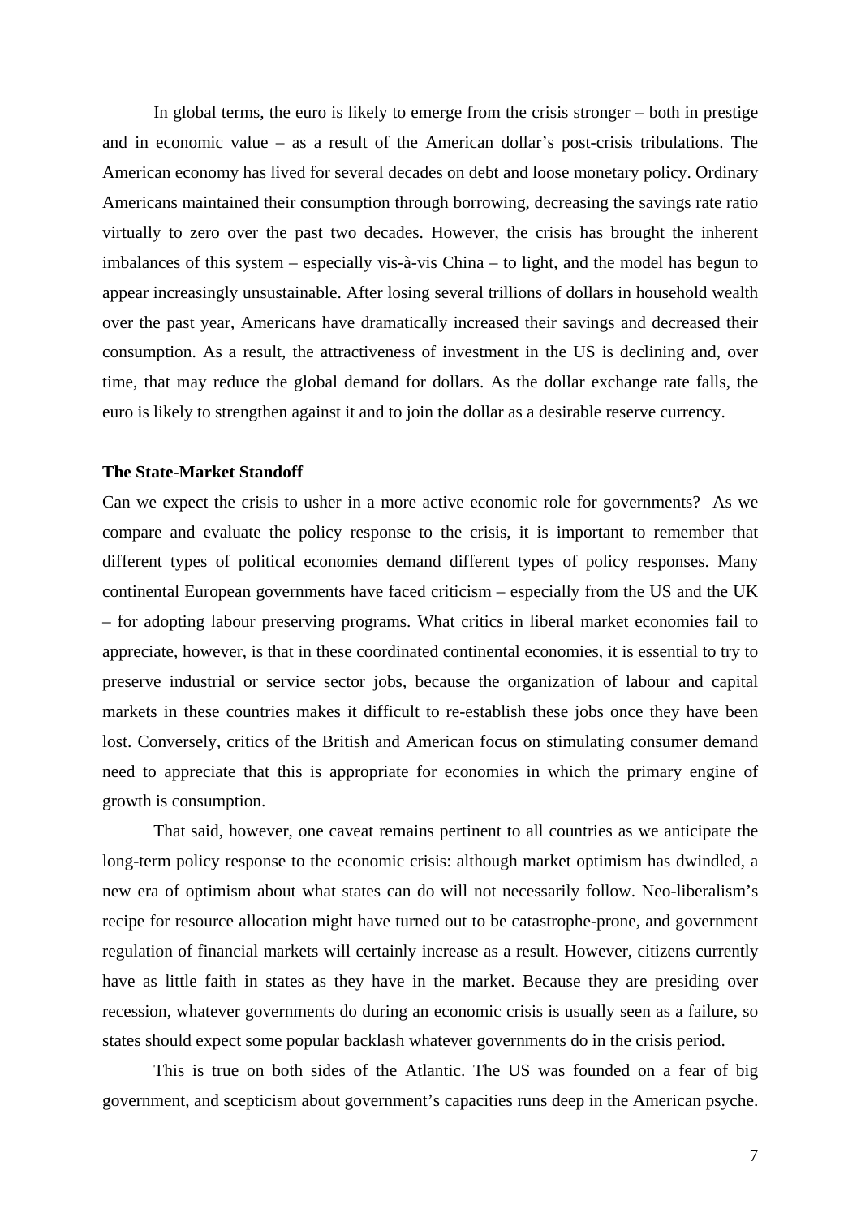In global terms, the euro is likely to emerge from the crisis stronger – both in prestige and in economic value – as a result of the American dollar's post-crisis tribulations. The American economy has lived for several decades on debt and loose monetary policy. Ordinary Americans maintained their consumption through borrowing, decreasing the savings rate ratio virtually to zero over the past two decades. However, the crisis has brought the inherent imbalances of this system – especially vis-à-vis China – to light, and the model has begun to appear increasingly unsustainable. After losing several trillions of dollars in household wealth over the past year, Americans have dramatically increased their savings and decreased their consumption. As a result, the attractiveness of investment in the US is declining and, over time, that may reduce the global demand for dollars. As the dollar exchange rate falls, the euro is likely to strengthen against it and to join the dollar as a desirable reserve currency.

**The State-Market Standoff**

Can we expect the crisis to usher in a more active economic role for governments? As we compare and evaluate the policy response to the crisis, it is important to remember that different types of political economies demand different types of policy responses. Many continental European governments have faced criticism – especially from the US and the UK – for adopting labour preserving programs. What critics in liberal market economies fail to appreciate, however, is that in these coordinated continental economies, it is essential to try to preserve industrial or service sector jobs, because the organization of labour and capital markets in these countries makes it difficult to re-establish these jobs once they have been lost. Conversely, critics of the British and American focus on stimulating consumer demand need to appreciate that this is appropriate for economies in which the primary engine of growth is consumption.

That said, however, one caveat remains pertinent to all countries as we anticipate the long-term policy response to the economic crisis: although market optimism has dwindled, a new era of optimism about what states can do will not necessarily follow. Neo-liberalism's recipe for resource allocation might have turned out to be catastrophe-prone, and government regulation of financial markets will certainly increase as a result. However, citizens currently have as little faith in states as they have in the market. Because they are presiding over recession, whatever governments do during an economic crisis is usually seen as a failure, so states should expect some popular backlash whatever governments do in the crisis period.

This is true on both sides of the Atlantic. The US was founded on a fear of big government, and scepticism about government's capacities runs deep in the American psyche.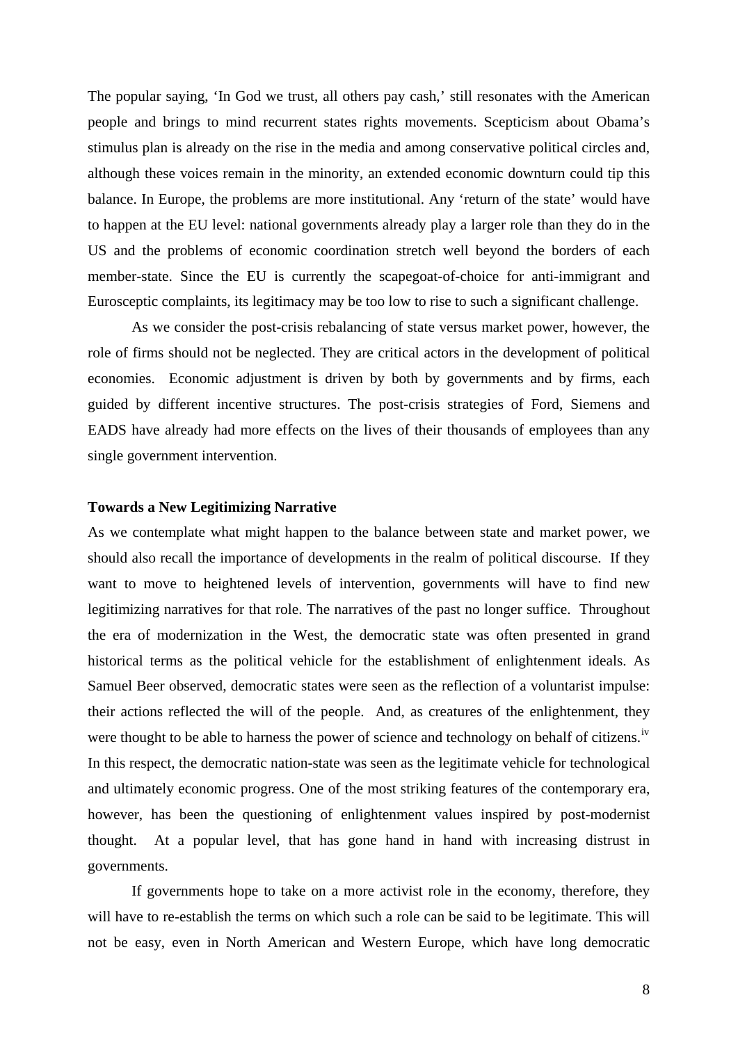The popular saying, 'In God we trust, all others pay cash,' still resonates with the American people and brings to mind recurrent states rights movements. Scepticism about Obama's stimulus plan is already on the rise in the media and among conservative political circles and, although these voices remain in the minority, an extended economic downturn could tip this balance. In Europe, the problems are more institutional. Any 'return of the state' would have to happen at the EU level: national governments already play a larger role than they do in the US and the problems of economic coordination stretch well beyond the borders of each member-state. Since the EU is currently the scapegoat-of-choice for anti-immigrant and Eurosceptic complaints, its legitimacy may be too low to rise to such a significant challenge.

As we consider the post-crisis rebalancing of state versus market power, however, the role of firms should not be neglected. They are critical actors in the development of political economies. Economic adjustment is driven by both by governments and by firms, each guided by different incentive structures. The post-crisis strategies of Ford, Siemens and EADS have already had more effects on the lives of their thousands of employees than any single government intervention.

**Towards a New Legitimizing Narrative**

As we contemplate what might happen to the balance between state and market power, we should also recall the importance of developments in the realm of political discourse. If they want to move to heightened levels of intervention, governments will have to find new legitimizing narratives for that role. The narratives of the past no longer suffice. Throughout the era of modernization in the West, the democratic state was often presented in grand historical terms as the political vehicle for the establishment of enlightenment ideals. As Samuel Beer observed, democratic states were seen as the reflection of a voluntarist impulse: their actions reflected the will of the people. And, as creatures of the enlightenment, they were thought to be able to harness the power of science and technology on behalf of citizens.[iv] In this respect, the democratic nation-state was seen as the legitimate vehicle for technological and ultimately economic progress. One of the most striking features of the contemporary era, however, has been the questioning of enlightenment values inspired by post-modernist thought. At a popular level, that has gone hand in hand with increasing distrust in governments.

If governments hope to take on a more activist role in the economy, therefore, they will have to re-establish the terms on which such a role can be said to be legitimate. This will not be easy, even in North American and Western Europe, which have long democratic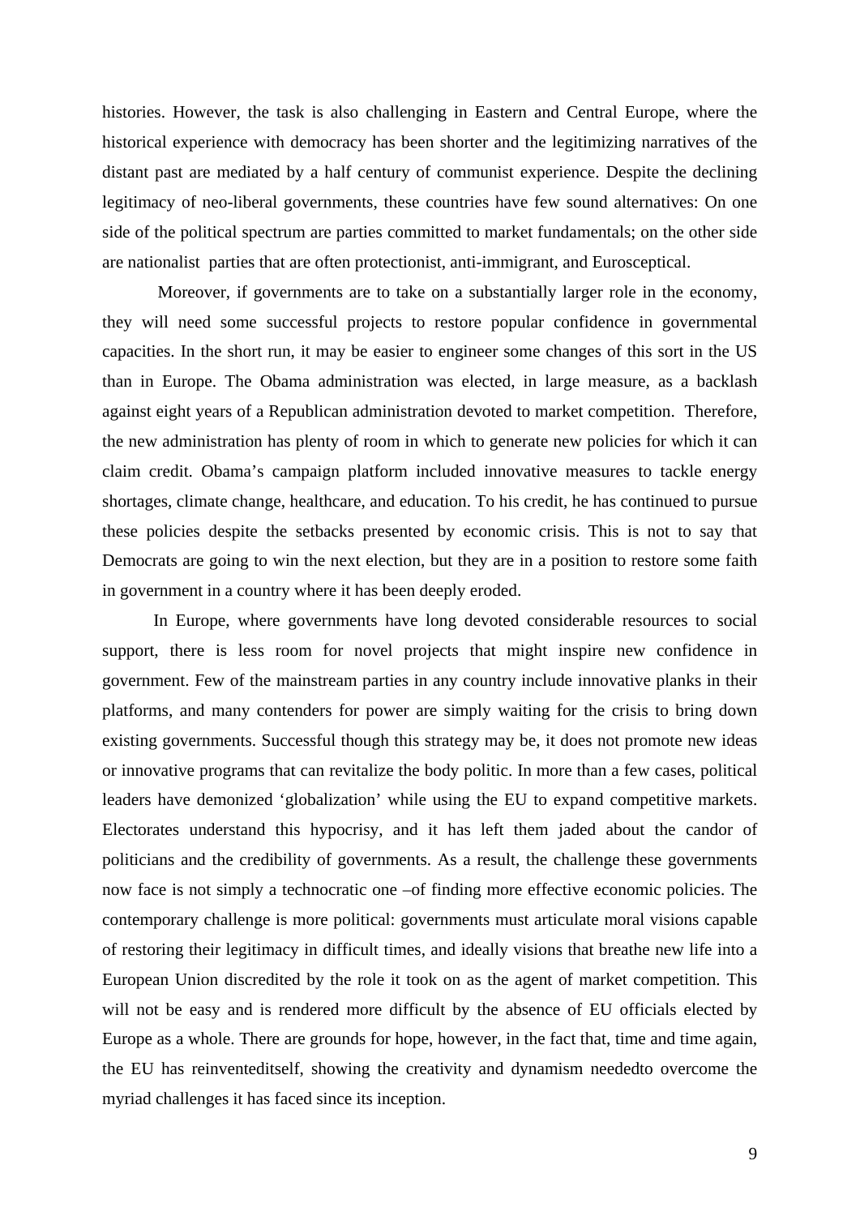histories. However, the task is also challenging in Eastern and Central Europe, where the historical experience with democracy has been shorter and the legitimizing narratives of the distant past are mediated by a half century of communist experience. Despite the declining legitimacy of neo-liberal governments, these countries have few sound alternatives: On one side of the political spectrum are parties committed to market fundamentals; on the other side are nationalist parties that are often protectionist, anti-immigrant, and Eurosceptical.

Moreover, if governments are to take on a substantially larger role in the economy, they will need some successful projects to restore popular confidence in governmental capacities. In the short run, it may be easier to engineer some changes of this sort in the US than in Europe. The Obama administration was elected, in large measure, as a backlash against eight years of a Republican administration devoted to market competition. Therefore, the new administration has plenty of room in which to generate new policies for which it can claim credit. Obama's campaign platform included innovative measures to tackle energy shortages, climate change, healthcare, and education. To his credit, he has continued to pursue these policies despite the setbacks presented by economic crisis. This is not to say that Democrats are going to win the next election, but they are in a position to restore some faith in government in a country where it has been deeply eroded.

In Europe, where governments have long devoted considerable resources to social support, there is less room for novel projects that might inspire new confidence in government. Few of the mainstream parties in any country include innovative planks in their platforms, and many contenders for power are simply waiting for the crisis to bring down existing governments. Successful though this strategy may be, it does not promote new ideas or innovative programs that can revitalize the body politic. In more than a few cases, political leaders have demonized 'globalization' while using the EU to expand competitive markets. Electorates understand this hypocrisy, and it has left them jaded about the candor of politicians and the credibility of governments. As a result, the challenge these governments now face is not simply a technocratic one –of finding more effective economic policies. The contemporary challenge is more political: governments must articulate moral visions capable of restoring their legitimacy in difficult times, and ideally visions that breathe new life into a European Union discredited by the role it took on as the agent of market competition. This will not be easy and is rendered more difficult by the absence of EU officials elected by Europe as a whole. There are grounds for hope, however, in the fact that, time and time again, the EU has reinventeditself, showing the creativity and dynamism neededto overcome the myriad challenges it has faced since its inception.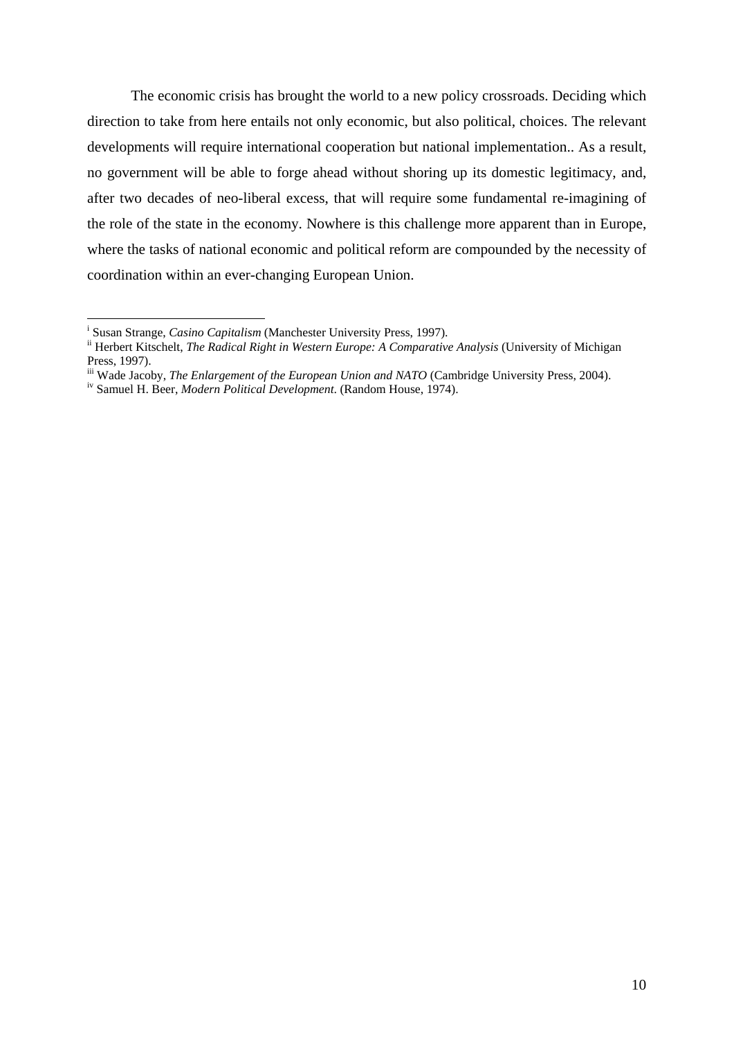The economic crisis has brought the world to a new policy crossroads. Deciding which direction to take from here entails not only economic, but also political, choices. The relevant developments will require international cooperation but national implementation.. As a result, no government will be able to forge ahead without shoring up its domestic legitimacy, and, after two decades of neo-liberal excess, that will require some fundamental re-imagining of the role of the state in the economy. Nowhere is this challenge more apparent than in Europe, where the tasks of national economic and political reform are compounded by the necessity of coordination within an ever-changing European Union.

---

[i] Susan Strange, *Casino Capitalism* (Manchester University Press, 1997).

[ii] Herbert Kitschelt, *The Radical Right in Western Europe: A Comparative Analysis* (University of Michigan Press, 1997).

[iii] Wade Jacoby, *The Enlargement of the European Union and NATO* (Cambridge University Press, 2004).

[iv] Samuel H. Beer, *Modern Political Development*. (Random House, 1974).